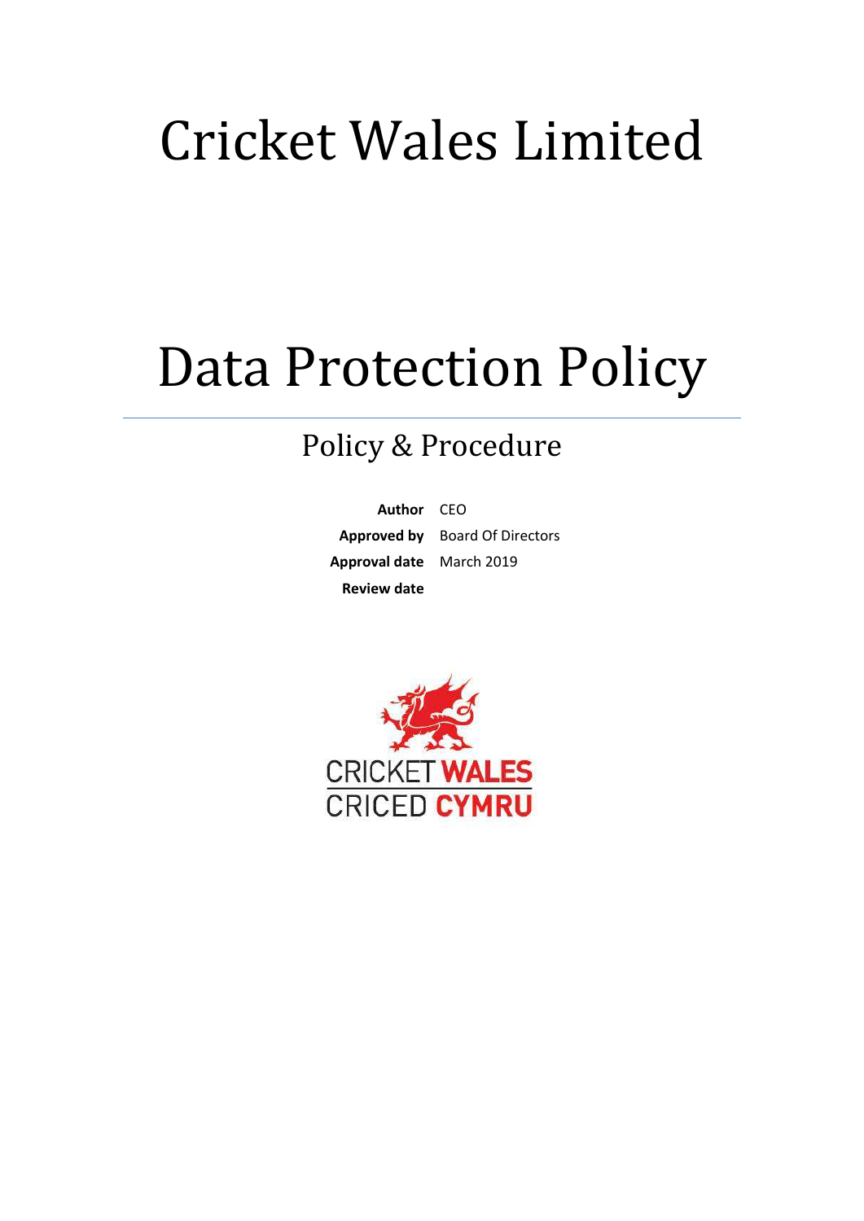# Cricket Wales Limited

# Data Protection Policy

## Policy & Procedure

| | |
|---|---|
| **Author** | CEO |
| **Approved by** | Board Of Directors |
| **Approval date** | March 2019 |
| **Review date** | |

CRICKET WALES
CRICED CYMRU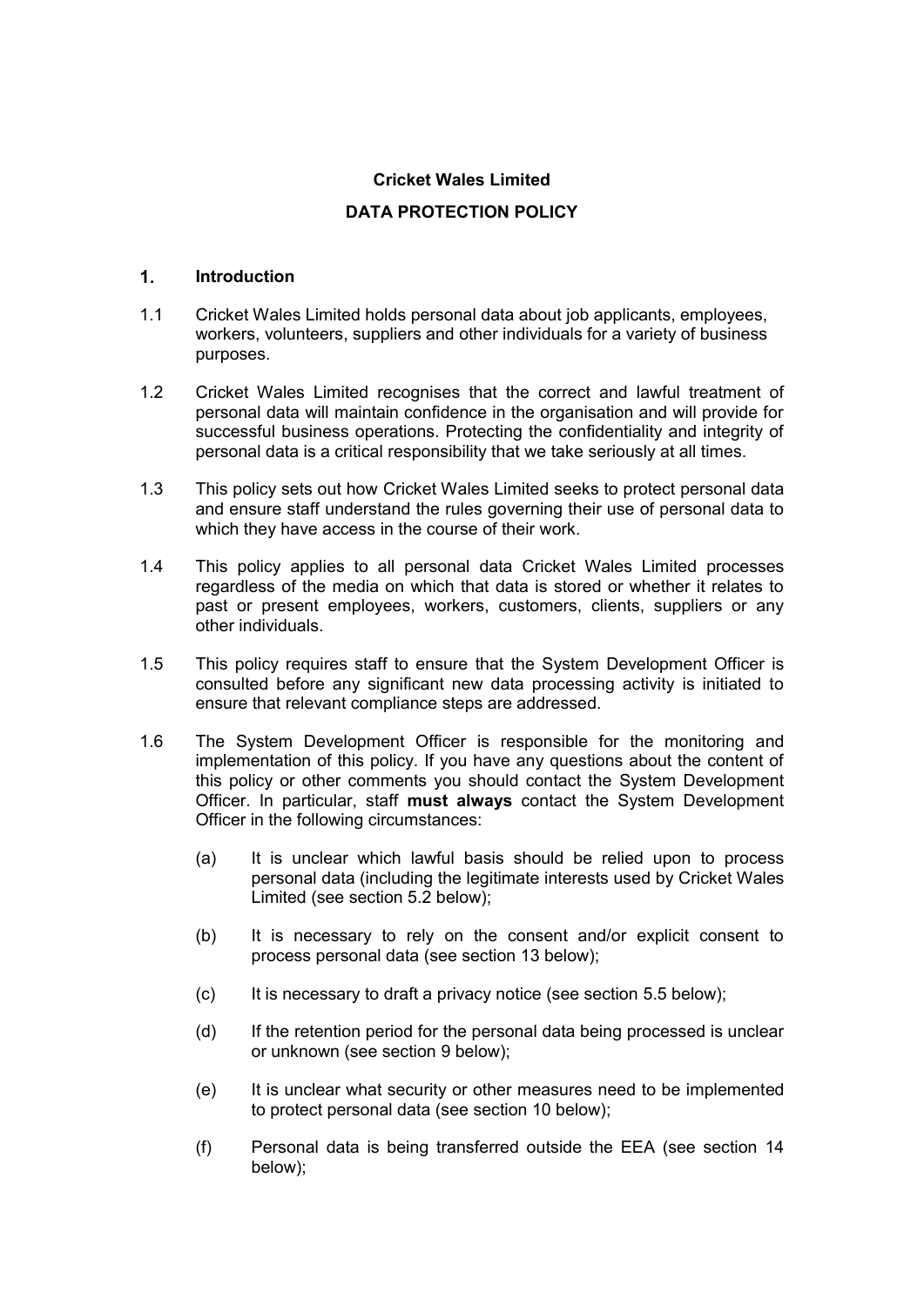**Cricket Wales Limited**

**DATA PROTECTION POLICY**

## 1. Introduction

1.1 Cricket Wales Limited holds personal data about job applicants, employees, workers, volunteers, suppliers and other individuals for a variety of business purposes.

1.2 Cricket Wales Limited recognises that the correct and lawful treatment of personal data will maintain confidence in the organisation and will provide for successful business operations. Protecting the confidentiality and integrity of personal data is a critical responsibility that we take seriously at all times.

1.3 This policy sets out how Cricket Wales Limited seeks to protect personal data and ensure staff understand the rules governing their use of personal data to which they have access in the course of their work.

1.4 This policy applies to all personal data Cricket Wales Limited processes regardless of the media on which that data is stored or whether it relates to past or present employees, workers, customers, clients, suppliers or any other individuals.

1.5 This policy requires staff to ensure that the System Development Officer is consulted before any significant new data processing activity is initiated to ensure that relevant compliance steps are addressed.

1.6 The System Development Officer is responsible for the monitoring and implementation of this policy. If you have any questions about the content of this policy or other comments you should contact the System Development Officer. In particular, staff **must always** contact the System Development Officer in the following circumstances:

(a) It is unclear which lawful basis should be relied upon to process personal data (including the legitimate interests used by Cricket Wales Limited (see section 5.2 below);

(b) It is necessary to rely on the consent and/or explicit consent to process personal data (see section 13 below);

(c) It is necessary to draft a privacy notice (see section 5.5 below);

(d) If the retention period for the personal data being processed is unclear or unknown (see section 9 below);

(e) It is unclear what security or other measures need to be implemented to protect personal data (see section 10 below);

(f) Personal data is being transferred outside the EEA (see section 14 below);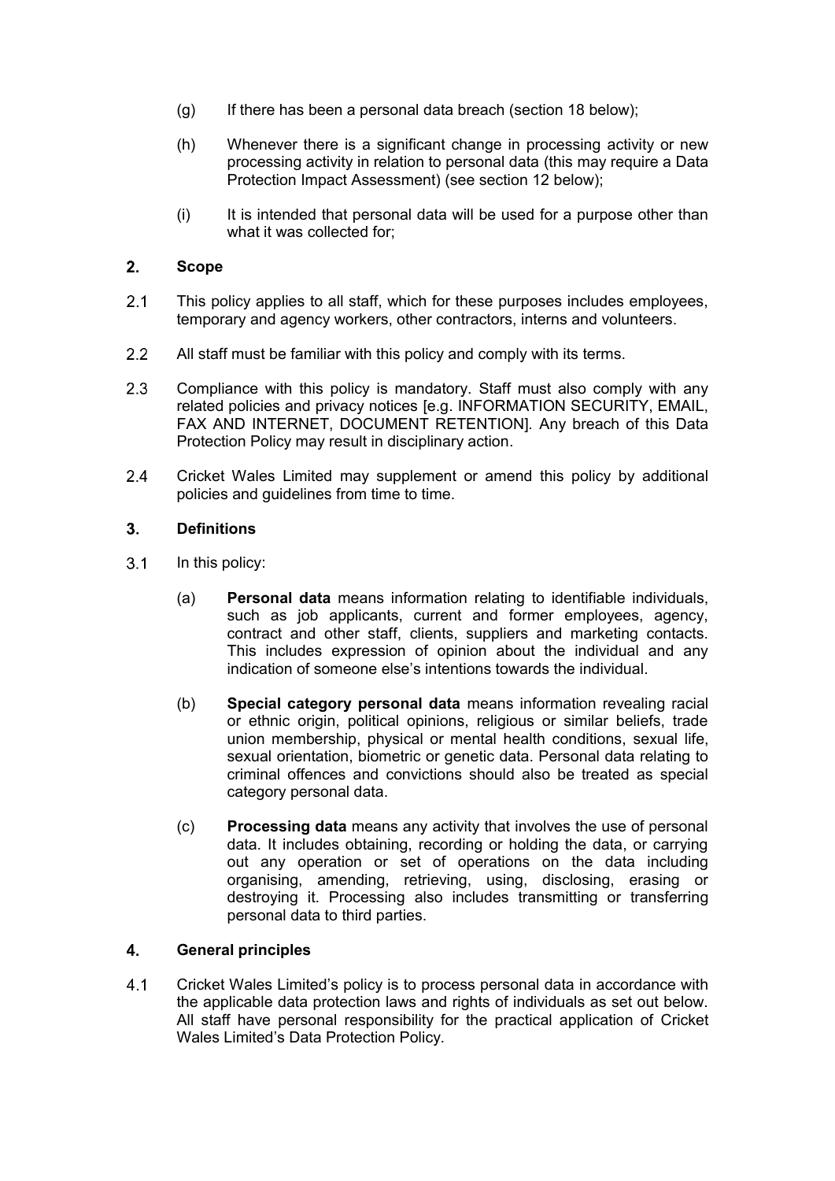(g) If there has been a personal data breach (section 18 below);

(h) Whenever there is a significant change in processing activity or new processing activity in relation to personal data (this may require a Data Protection Impact Assessment) (see section 12 below);

(i) It is intended that personal data will be used for a purpose other than what it was collected for;

## 2. Scope

2.1 This policy applies to all staff, which for these purposes includes employees, temporary and agency workers, other contractors, interns and volunteers.

2.2 All staff must be familiar with this policy and comply with its terms.

2.3 Compliance with this policy is mandatory. Staff must also comply with any related policies and privacy notices [e.g. INFORMATION SECURITY, EMAIL, FAX AND INTERNET, DOCUMENT RETENTION]. Any breach of this Data Protection Policy may result in disciplinary action.

2.4 Cricket Wales Limited may supplement or amend this policy by additional policies and guidelines from time to time.

## 3. Definitions

3.1 In this policy:

(a) **Personal data** means information relating to identifiable individuals, such as job applicants, current and former employees, agency, contract and other staff, clients, suppliers and marketing contacts. This includes expression of opinion about the individual and any indication of someone else's intentions towards the individual.

(b) **Special category personal data** means information revealing racial or ethnic origin, political opinions, religious or similar beliefs, trade union membership, physical or mental health conditions, sexual life, sexual orientation, biometric or genetic data. Personal data relating to criminal offences and convictions should also be treated as special category personal data.

(c) **Processing data** means any activity that involves the use of personal data. It includes obtaining, recording or holding the data, or carrying out any operation or set of operations on the data including organising, amending, retrieving, using, disclosing, erasing or destroying it. Processing also includes transmitting or transferring personal data to third parties.

## 4. General principles

4.1 Cricket Wales Limited's policy is to process personal data in accordance with the applicable data protection laws and rights of individuals as set out below. All staff have personal responsibility for the practical application of Cricket Wales Limited's Data Protection Policy*.*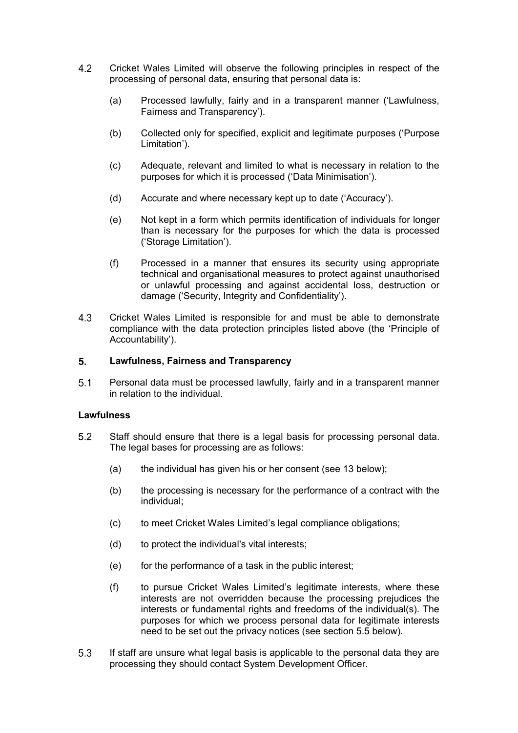4.2 Cricket Wales Limited will observe the following principles in respect of the processing of personal data, ensuring that personal data is:

(a) Processed lawfully, fairly and in a transparent manner ('Lawfulness, Fairness and Transparency').

(b) Collected only for specified, explicit and legitimate purposes ('Purpose Limitation').

(c) Adequate, relevant and limited to what is necessary in relation to the purposes for which it is processed ('Data Minimisation').

(d) Accurate and where necessary kept up to date ('Accuracy').

(e) Not kept in a form which permits identification of individuals for longer than is necessary for the purposes for which the data is processed ('Storage Limitation').

(f) Processed in a manner that ensures its security using appropriate technical and organisational measures to protect against unauthorised or unlawful processing and against accidental loss, destruction or damage ('Security, Integrity and Confidentiality').

4.3 Cricket Wales Limited is responsible for and must be able to demonstrate compliance with the data protection principles listed above (the 'Principle of Accountability').

## 5. Lawfulness, Fairness and Transparency

5.1 Personal data must be processed lawfully, fairly and in a transparent manner in relation to the individual.

### Lawfulness

5.2 Staff should ensure that there is a legal basis for processing personal data. The legal bases for processing are as follows:

(a) the individual has given his or her consent (see 13 below);

(b) the processing is necessary for the performance of a contract with the individual;

(c) to meet Cricket Wales Limited's legal compliance obligations;

(d) to protect the individual's vital interests;

(e) for the performance of a task in the public interest;

(f) to pursue Cricket Wales Limited's legitimate interests, where these interests are not overridden because the processing prejudices the interests or fundamental rights and freedoms of the individual(s). The purposes for which we process personal data for legitimate interests need to be set out the privacy notices (see section 5.5 below).

5.3 If staff are unsure what legal basis is applicable to the personal data they are processing they should contact System Development Officer.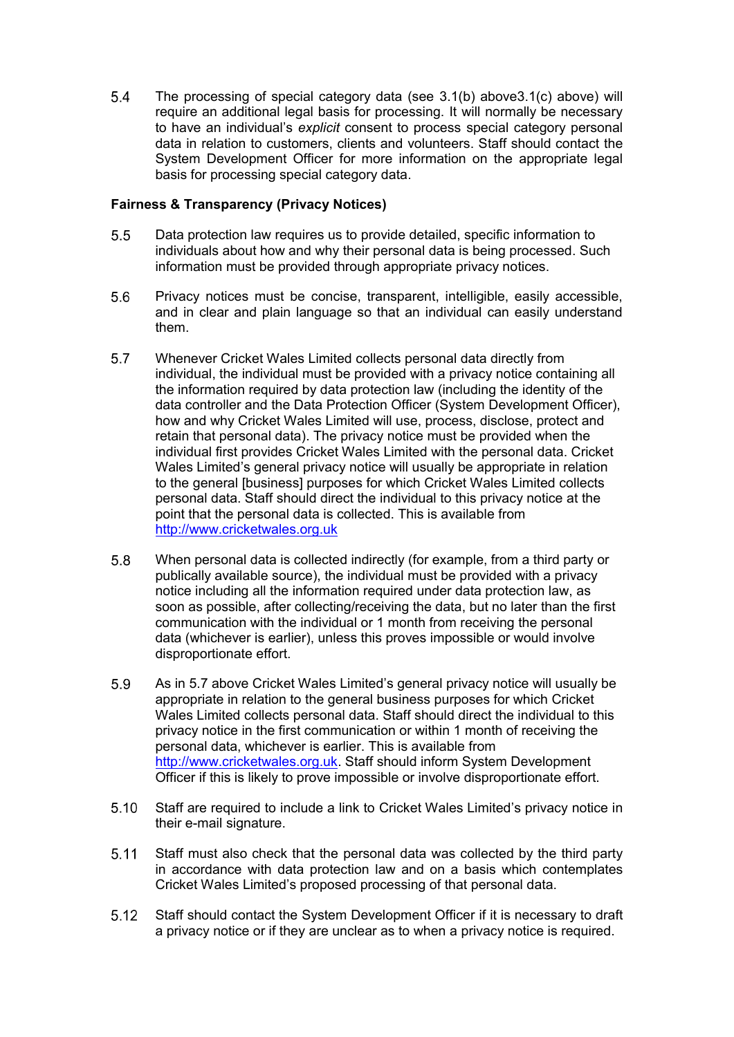5.4 The processing of special category data (see 3.1(b) above3.1(c) above) will require an additional legal basis for processing. It will normally be necessary to have an individual's *explicit* consent to process special category personal data in relation to customers, clients and volunteers. Staff should contact the System Development Officer for more information on the appropriate legal basis for processing special category data.

**Fairness & Transparency (Privacy Notices)**

5.5 Data protection law requires us to provide detailed, specific information to individuals about how and why their personal data is being processed. Such information must be provided through appropriate privacy notices.

5.6 Privacy notices must be concise, transparent, intelligible, easily accessible, and in clear and plain language so that an individual can easily understand them.

5.7 Whenever Cricket Wales Limited collects personal data directly from individual, the individual must be provided with a privacy notice containing all the information required by data protection law (including the identity of the data controller and the Data Protection Officer (System Development Officer), how and why Cricket Wales Limited will use, process, disclose, protect and retain that personal data). The privacy notice must be provided when the individual first provides Cricket Wales Limited with the personal data. Cricket Wales Limited's general privacy notice will usually be appropriate in relation to the general [business] purposes for which Cricket Wales Limited collects personal data. Staff should direct the individual to this privacy notice at the point that the personal data is collected. This is available from http://www.cricketwales.org.uk

5.8 When personal data is collected indirectly (for example, from a third party or publically available source), the individual must be provided with a privacy notice including all the information required under data protection law, as soon as possible, after collecting/receiving the data, but no later than the first communication with the individual or 1 month from receiving the personal data (whichever is earlier), unless this proves impossible or would involve disproportionate effort.

5.9 As in 5.7 above Cricket Wales Limited's general privacy notice will usually be appropriate in relation to the general business purposes for which Cricket Wales Limited collects personal data. Staff should direct the individual to this privacy notice in the first communication or within 1 month of receiving the personal data, whichever is earlier. This is available from http://www.cricketwales.org.uk. Staff should inform System Development Officer if this is likely to prove impossible or involve disproportionate effort.

5.10 Staff are required to include a link to Cricket Wales Limited's privacy notice in their e-mail signature.

5.11 Staff must also check that the personal data was collected by the third party in accordance with data protection law and on a basis which contemplates Cricket Wales Limited's proposed processing of that personal data.

5.12 Staff should contact the System Development Officer if it is necessary to draft a privacy notice or if they are unclear as to when a privacy notice is required.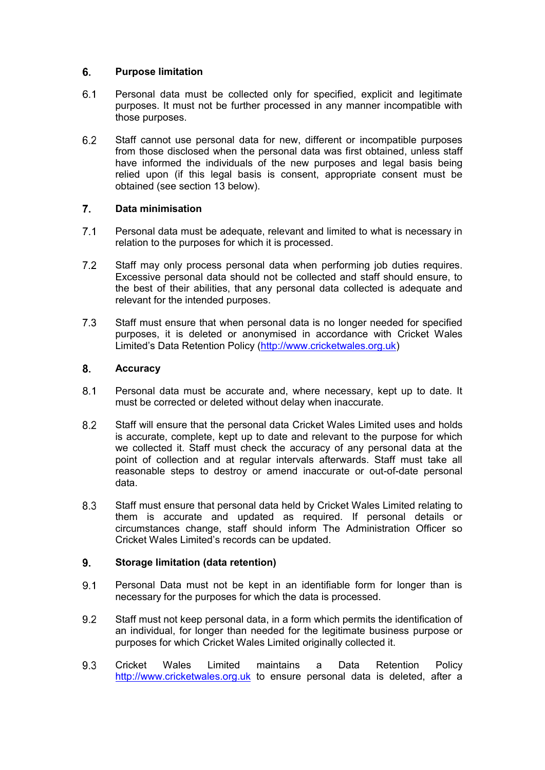## 6. Purpose limitation

6.1 Personal data must be collected only for specified, explicit and legitimate purposes. It must not be further processed in any manner incompatible with those purposes.

6.2 Staff cannot use personal data for new, different or incompatible purposes from those disclosed when the personal data was first obtained, unless staff have informed the individuals of the new purposes and legal basis being relied upon (if this legal basis is consent, appropriate consent must be obtained (see section 13 below).

## 7. Data minimisation

7.1 Personal data must be adequate, relevant and limited to what is necessary in relation to the purposes for which it is processed.

7.2 Staff may only process personal data when performing job duties requires. Excessive personal data should not be collected and staff should ensure, to the best of their abilities, that any personal data collected is adequate and relevant for the intended purposes.

7.3 Staff must ensure that when personal data is no longer needed for specified purposes, it is deleted or anonymised in accordance with Cricket Wales Limited's Data Retention Policy (http://www.cricketwales.org.uk)

## 8. Accuracy

8.1 Personal data must be accurate and, where necessary, kept up to date. It must be corrected or deleted without delay when inaccurate.

8.2 Staff will ensure that the personal data Cricket Wales Limited uses and holds is accurate, complete, kept up to date and relevant to the purpose for which we collected it. Staff must check the accuracy of any personal data at the point of collection and at regular intervals afterwards. Staff must take all reasonable steps to destroy or amend inaccurate or out-of-date personal data.

8.3 Staff must ensure that personal data held by Cricket Wales Limited relating to them is accurate and updated as required. If personal details or circumstances change, staff should inform The Administration Officer so Cricket Wales Limited's records can be updated.

## 9. Storage limitation (data retention)

9.1 Personal Data must not be kept in an identifiable form for longer than is necessary for the purposes for which the data is processed.

9.2 Staff must not keep personal data, in a form which permits the identification of an individual, for longer than needed for the legitimate business purpose or purposes for which Cricket Wales Limited originally collected it.

9.3 Cricket Wales Limited maintains a Data Retention Policy http://www.cricketwales.org.uk to ensure personal data is deleted, after a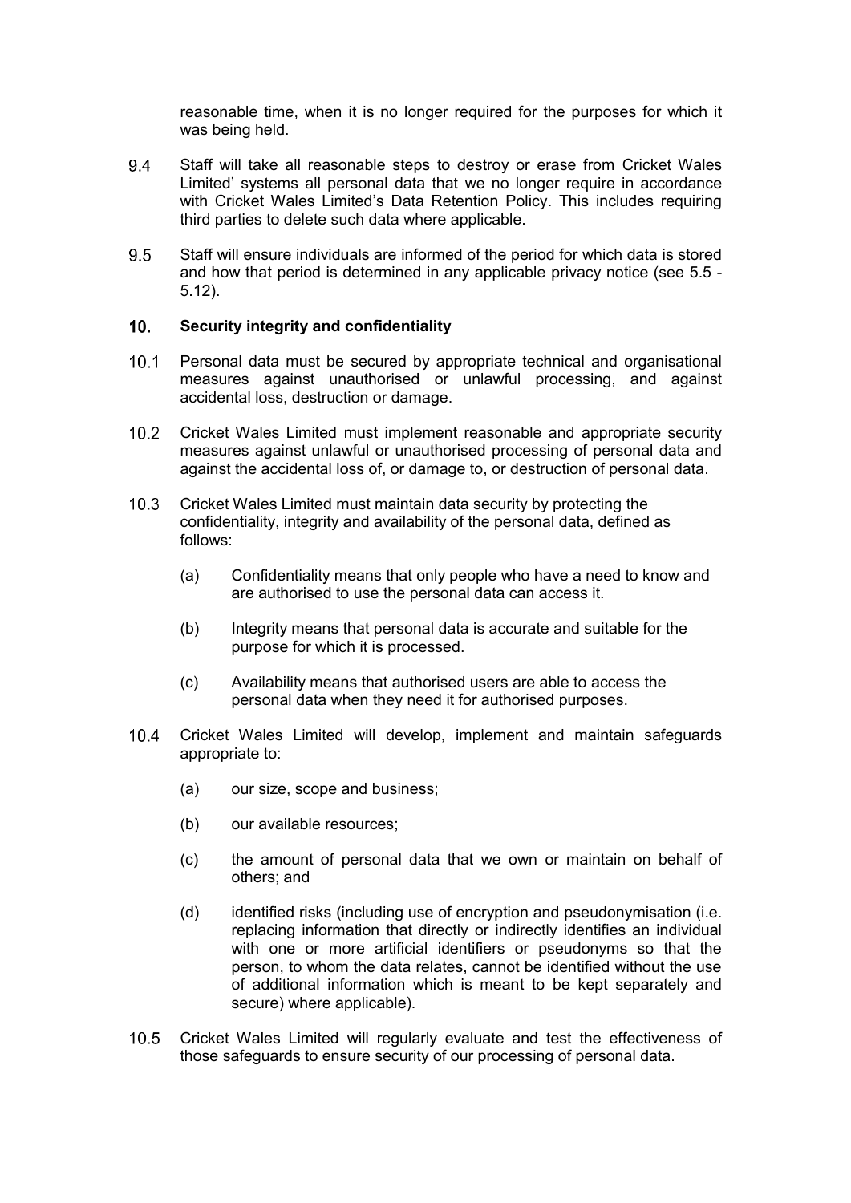reasonable time, when it is no longer required for the purposes for which it was being held.

9.4 Staff will take all reasonable steps to destroy or erase from Cricket Wales Limited' systems all personal data that we no longer require in accordance with Cricket Wales Limited's Data Retention Policy. This includes requiring third parties to delete such data where applicable.

9.5 Staff will ensure individuals are informed of the period for which data is stored and how that period is determined in any applicable privacy notice (see 5.5 - 5.12).

## 10. Security integrity and confidentiality

10.1 Personal data must be secured by appropriate technical and organisational measures against unauthorised or unlawful processing, and against accidental loss, destruction or damage.

10.2 Cricket Wales Limited must implement reasonable and appropriate security measures against unlawful or unauthorised processing of personal data and against the accidental loss of, or damage to, or destruction of personal data.

10.3 Cricket Wales Limited must maintain data security by protecting the confidentiality, integrity and availability of the personal data, defined as follows:

(a) Confidentiality means that only people who have a need to know and are authorised to use the personal data can access it.

(b) Integrity means that personal data is accurate and suitable for the purpose for which it is processed.

(c) Availability means that authorised users are able to access the personal data when they need it for authorised purposes.

10.4 Cricket Wales Limited will develop, implement and maintain safeguards appropriate to:

(a) our size, scope and business;

(b) our available resources;

(c) the amount of personal data that we own or maintain on behalf of others; and

(d) identified risks (including use of encryption and pseudonymisation (i.e. replacing information that directly or indirectly identifies an individual with one or more artificial identifiers or pseudonyms so that the person, to whom the data relates, cannot be identified without the use of additional information which is meant to be kept separately and secure) where applicable).

10.5 Cricket Wales Limited will regularly evaluate and test the effectiveness of those safeguards to ensure security of our processing of personal data.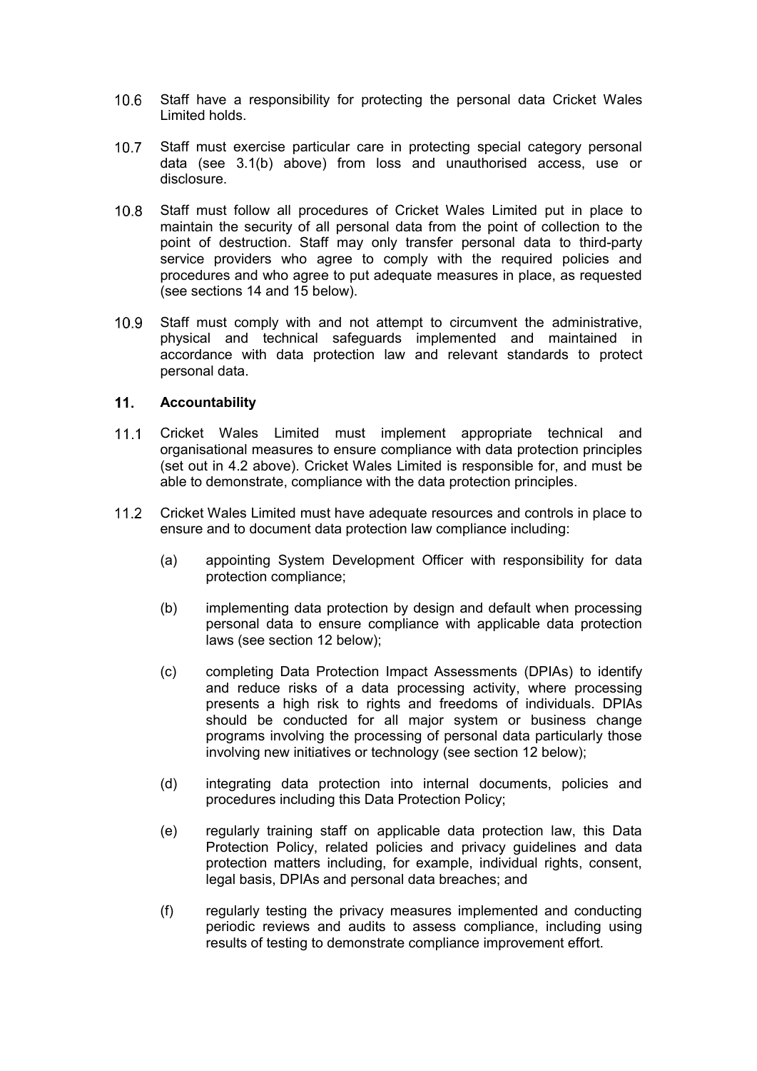10.6 Staff have a responsibility for protecting the personal data Cricket Wales Limited holds.

10.7 Staff must exercise particular care in protecting special category personal data (see 3.1(b) above) from loss and unauthorised access, use or disclosure.

10.8 Staff must follow all procedures of Cricket Wales Limited put in place to maintain the security of all personal data from the point of collection to the point of destruction. Staff may only transfer personal data to third-party service providers who agree to comply with the required policies and procedures and who agree to put adequate measures in place, as requested (see sections 14 and 15 below).

10.9 Staff must comply with and not attempt to circumvent the administrative, physical and technical safeguards implemented and maintained in accordance with data protection law and relevant standards to protect personal data.

## 11. Accountability

11.1 Cricket Wales Limited must implement appropriate technical and organisational measures to ensure compliance with data protection principles (set out in 4.2 above). Cricket Wales Limited is responsible for, and must be able to demonstrate, compliance with the data protection principles.

11.2 Cricket Wales Limited must have adequate resources and controls in place to ensure and to document data protection law compliance including:

(a) appointing System Development Officer with responsibility for data protection compliance;

(b) implementing data protection by design and default when processing personal data to ensure compliance with applicable data protection laws (see section 12 below);

(c) completing Data Protection Impact Assessments (DPIAs) to identify and reduce risks of a data processing activity, where processing presents a high risk to rights and freedoms of individuals. DPIAs should be conducted for all major system or business change programs involving the processing of personal data particularly those involving new initiatives or technology (see section 12 below);

(d) integrating data protection into internal documents, policies and procedures including this Data Protection Policy;

(e) regularly training staff on applicable data protection law, this Data Protection Policy, related policies and privacy guidelines and data protection matters including, for example, individual rights, consent, legal basis, DPIAs and personal data breaches; and

(f) regularly testing the privacy measures implemented and conducting periodic reviews and audits to assess compliance, including using results of testing to demonstrate compliance improvement effort.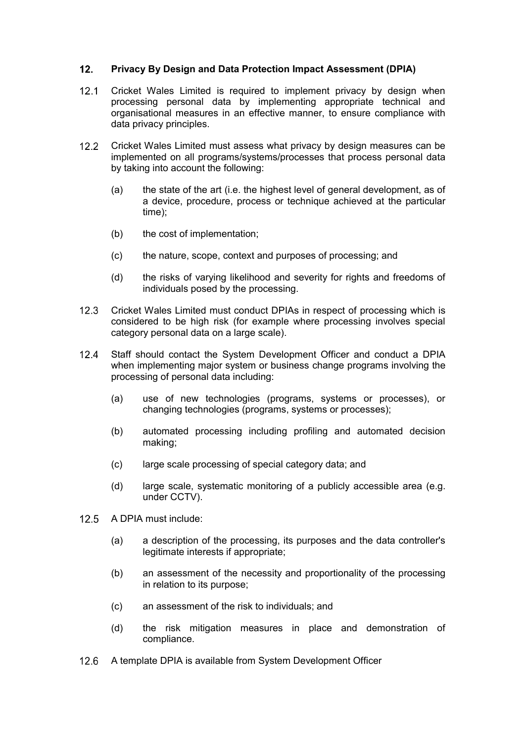## 12. Privacy By Design and Data Protection Impact Assessment (DPIA)

12.1 Cricket Wales Limited is required to implement privacy by design when processing personal data by implementing appropriate technical and organisational measures in an effective manner, to ensure compliance with data privacy principles.

12.2 Cricket Wales Limited must assess what privacy by design measures can be implemented on all programs/systems/processes that process personal data by taking into account the following:

(a) the state of the art (i.e. the highest level of general development, as of a device, procedure, process or technique achieved at the particular time);

(b) the cost of implementation;

(c) the nature, scope, context and purposes of processing; and

(d) the risks of varying likelihood and severity for rights and freedoms of individuals posed by the processing.

12.3 Cricket Wales Limited must conduct DPIAs in respect of processing which is considered to be high risk (for example where processing involves special category personal data on a large scale).

12.4 Staff should contact the System Development Officer and conduct a DPIA when implementing major system or business change programs involving the processing of personal data including:

(a) use of new technologies (programs, systems or processes), or changing technologies (programs, systems or processes);

(b) automated processing including profiling and automated decision making;

(c) large scale processing of special category data; and

(d) large scale, systematic monitoring of a publicly accessible area (e.g. under CCTV).

12.5 A DPIA must include:

(a) a description of the processing, its purposes and the data controller's legitimate interests if appropriate;

(b) an assessment of the necessity and proportionality of the processing in relation to its purpose;

(c) an assessment of the risk to individuals; and

(d) the risk mitigation measures in place and demonstration of compliance.

12.6 A template DPIA is available from System Development Officer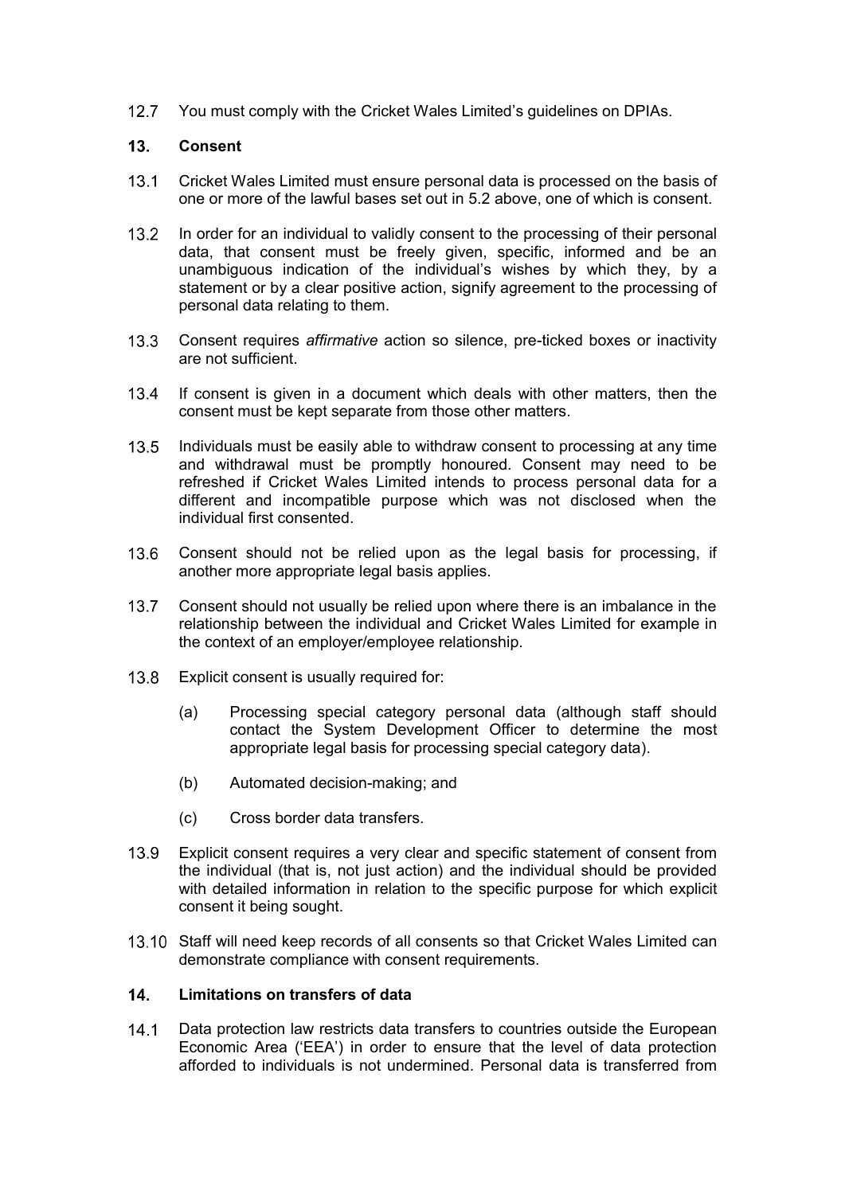12.7 You must comply with the Cricket Wales Limited's guidelines on DPIAs.

## 13. Consent

13.1 Cricket Wales Limited must ensure personal data is processed on the basis of one or more of the lawful bases set out in 5.2 above, one of which is consent.

13.2 In order for an individual to validly consent to the processing of their personal data, that consent must be freely given, specific, informed and be an unambiguous indication of the individual's wishes by which they, by a statement or by a clear positive action, signify agreement to the processing of personal data relating to them.

13.3 Consent requires *affirmative* action so silence, pre-ticked boxes or inactivity are not sufficient.

13.4 If consent is given in a document which deals with other matters, then the consent must be kept separate from those other matters.

13.5 Individuals must be easily able to withdraw consent to processing at any time and withdrawal must be promptly honoured. Consent may need to be refreshed if Cricket Wales Limited intends to process personal data for a different and incompatible purpose which was not disclosed when the individual first consented.

13.6 Consent should not be relied upon as the legal basis for processing, if another more appropriate legal basis applies.

13.7 Consent should not usually be relied upon where there is an imbalance in the relationship between the individual and Cricket Wales Limited for example in the context of an employer/employee relationship.

13.8 Explicit consent is usually required for:

(a) Processing special category personal data (although staff should contact the System Development Officer to determine the most appropriate legal basis for processing special category data).

(b) Automated decision-making; and

(c) Cross border data transfers.

13.9 Explicit consent requires a very clear and specific statement of consent from the individual (that is, not just action) and the individual should be provided with detailed information in relation to the specific purpose for which explicit consent it being sought.

13.10 Staff will need keep records of all consents so that Cricket Wales Limited can demonstrate compliance with consent requirements.

## 14. Limitations on transfers of data

14.1 Data protection law restricts data transfers to countries outside the European Economic Area ('EEA') in order to ensure that the level of data protection afforded to individuals is not undermined. Personal data is transferred from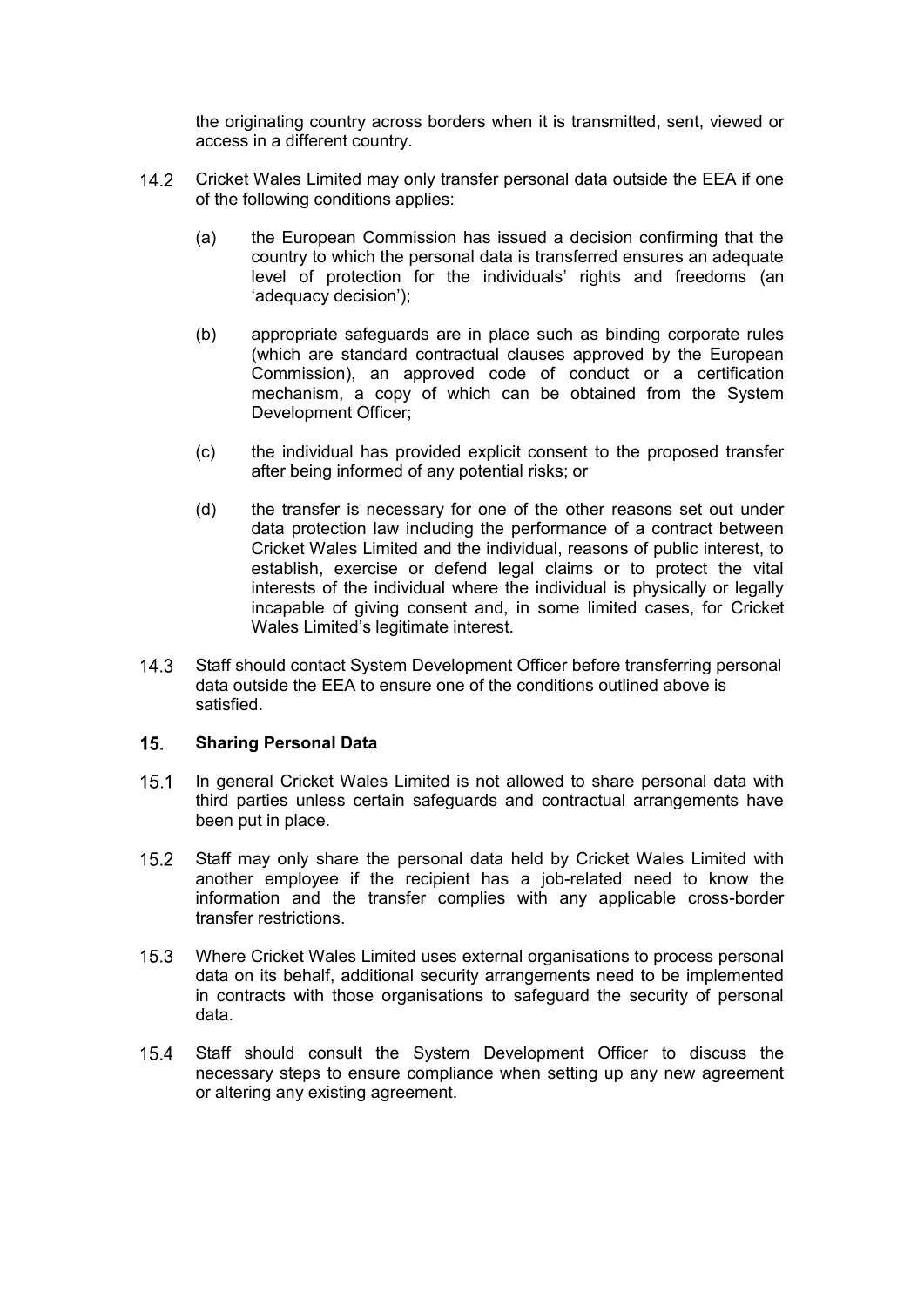the originating country across borders when it is transmitted, sent, viewed or access in a different country.

14.2 Cricket Wales Limited may only transfer personal data outside the EEA if one of the following conditions applies:

(a) the European Commission has issued a decision confirming that the country to which the personal data is transferred ensures an adequate level of protection for the individuals' rights and freedoms (an 'adequacy decision');

(b) appropriate safeguards are in place such as binding corporate rules (which are standard contractual clauses approved by the European Commission), an approved code of conduct or a certification mechanism, a copy of which can be obtained from the System Development Officer;

(c) the individual has provided explicit consent to the proposed transfer after being informed of any potential risks; or

(d) the transfer is necessary for one of the other reasons set out under data protection law including the performance of a contract between Cricket Wales Limited and the individual, reasons of public interest, to establish, exercise or defend legal claims or to protect the vital interests of the individual where the individual is physically or legally incapable of giving consent and, in some limited cases, for Cricket Wales Limited's legitimate interest.

14.3 Staff should contact System Development Officer before transferring personal data outside the EEA to ensure one of the conditions outlined above is satisfied.

## 15. Sharing Personal Data

15.1 In general Cricket Wales Limited is not allowed to share personal data with third parties unless certain safeguards and contractual arrangements have been put in place.

15.2 Staff may only share the personal data held by Cricket Wales Limited with another employee if the recipient has a job-related need to know the information and the transfer complies with any applicable cross-border transfer restrictions.

15.3 Where Cricket Wales Limited uses external organisations to process personal data on its behalf, additional security arrangements need to be implemented in contracts with those organisations to safeguard the security of personal data.

15.4 Staff should consult the System Development Officer to discuss the necessary steps to ensure compliance when setting up any new agreement or altering any existing agreement.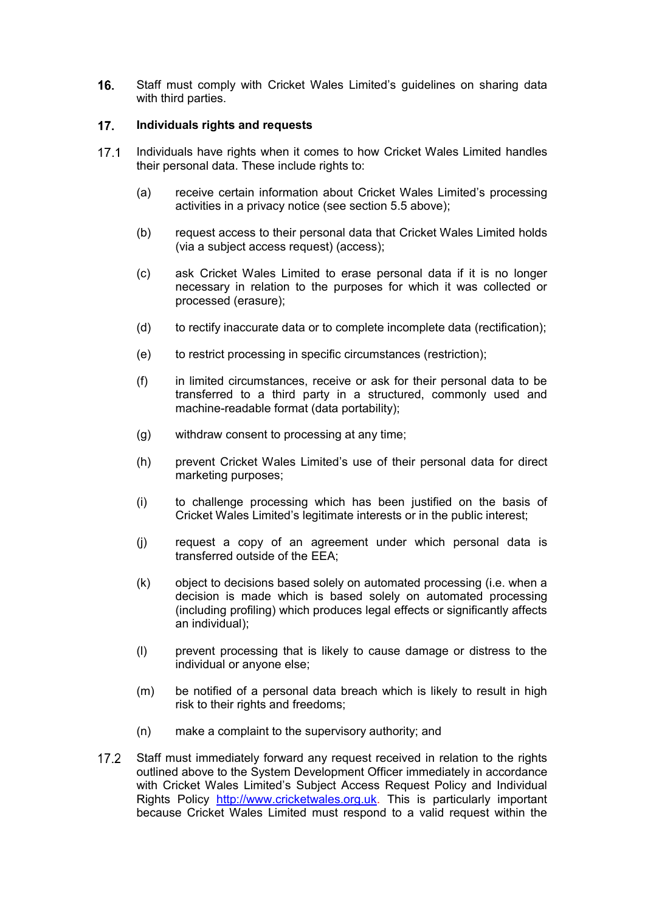**16.** Staff must comply with Cricket Wales Limited's guidelines on sharing data with third parties.

## 17. Individuals rights and requests

17.1 Individuals have rights when it comes to how Cricket Wales Limited handles their personal data. These include rights to:

(a) receive certain information about Cricket Wales Limited's processing activities in a privacy notice (see section 5.5 above);

(b) request access to their personal data that Cricket Wales Limited holds (via a subject access request) (access);

(c) ask Cricket Wales Limited to erase personal data if it is no longer necessary in relation to the purposes for which it was collected or processed (erasure);

(d) to rectify inaccurate data or to complete incomplete data (rectification);

(e) to restrict processing in specific circumstances (restriction);

(f) in limited circumstances, receive or ask for their personal data to be transferred to a third party in a structured, commonly used and machine-readable format (data portability);

(g) withdraw consent to processing at any time;

(h) prevent Cricket Wales Limited's use of their personal data for direct marketing purposes;

(i) to challenge processing which has been justified on the basis of Cricket Wales Limited's legitimate interests or in the public interest;

(j) request a copy of an agreement under which personal data is transferred outside of the EEA;

(k) object to decisions based solely on automated processing (i.e. when a decision is made which is based solely on automated processing (including profiling) which produces legal effects or significantly affects an individual);

(l) prevent processing that is likely to cause damage or distress to the individual or anyone else;

(m) be notified of a personal data breach which is likely to result in high risk to their rights and freedoms;

(n) make a complaint to the supervisory authority; and

17.2 Staff must immediately forward any request received in relation to the rights outlined above to the System Development Officer immediately in accordance with Cricket Wales Limited's Subject Access Request Policy and Individual Rights Policy [http://www.cricketwales.org.uk](http://www.cricketwales.org.uk). This is particularly important because Cricket Wales Limited must respond to a valid request within the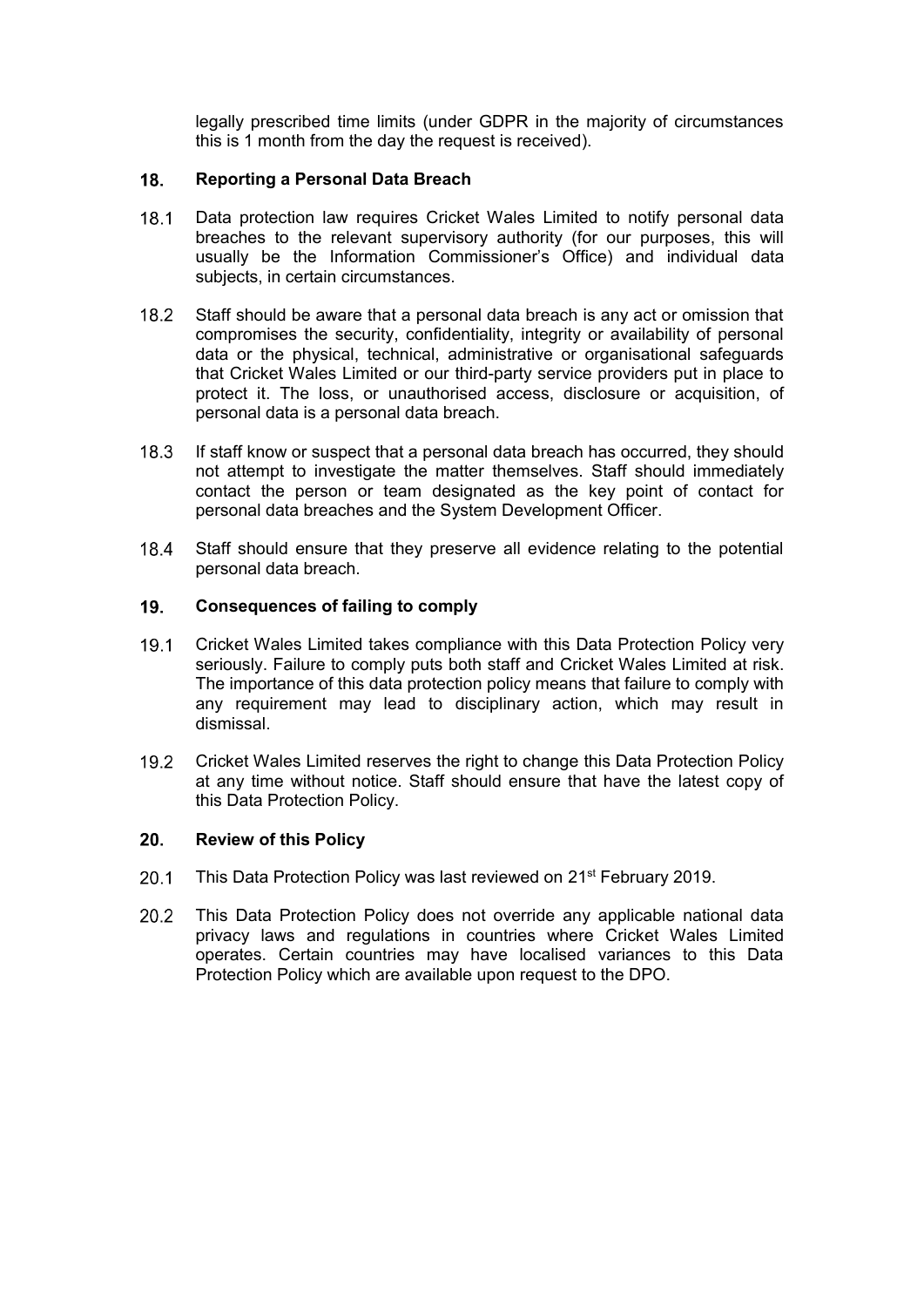legally prescribed time limits (under GDPR in the majority of circumstances this is 1 month from the day the request is received).

## 18. Reporting a Personal Data Breach

18.1 Data protection law requires Cricket Wales Limited to notify personal data breaches to the relevant supervisory authority (for our purposes, this will usually be the Information Commissioner's Office) and individual data subjects, in certain circumstances.

18.2 Staff should be aware that a personal data breach is any act or omission that compromises the security, confidentiality, integrity or availability of personal data or the physical, technical, administrative or organisational safeguards that Cricket Wales Limited or our third-party service providers put in place to protect it. The loss, or unauthorised access, disclosure or acquisition, of personal data is a personal data breach.

18.3 If staff know or suspect that a personal data breach has occurred, they should not attempt to investigate the matter themselves. Staff should immediately contact the person or team designated as the key point of contact for personal data breaches and the System Development Officer.

18.4 Staff should ensure that they preserve all evidence relating to the potential personal data breach.

## 19. Consequences of failing to comply

19.1 Cricket Wales Limited takes compliance with this Data Protection Policy very seriously. Failure to comply puts both staff and Cricket Wales Limited at risk. The importance of this data protection policy means that failure to comply with any requirement may lead to disciplinary action, which may result in dismissal.

19.2 Cricket Wales Limited reserves the right to change this Data Protection Policy at any time without notice. Staff should ensure that have the latest copy of this Data Protection Policy.

## 20. Review of this Policy

20.1 This Data Protection Policy was last reviewed on 21st February 2019.

20.2 This Data Protection Policy does not override any applicable national data privacy laws and regulations in countries where Cricket Wales Limited operates. Certain countries may have localised variances to this Data Protection Policy which are available upon request to the DPO.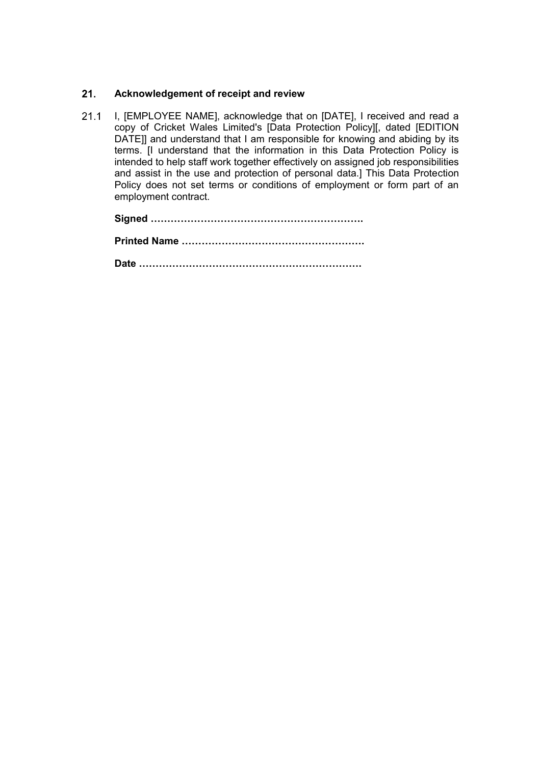## 21. Acknowledgement of receipt and review

21.1 I, [EMPLOYEE NAME], acknowledge that on [DATE], I received and read a copy of Cricket Wales Limited's [Data Protection Policy][, dated [EDITION DATE]] and understand that I am responsible for knowing and abiding by its terms. [I understand that the information in this Data Protection Policy is intended to help staff work together effectively on assigned job responsibilities and assist in the use and protection of personal data.] This Data Protection Policy does not set terms or conditions of employment or form part of an employment contract.

**Signed ……………………………………………………….**

**Printed Name ……………………………………………….**

**Date ………………………………………………………….**